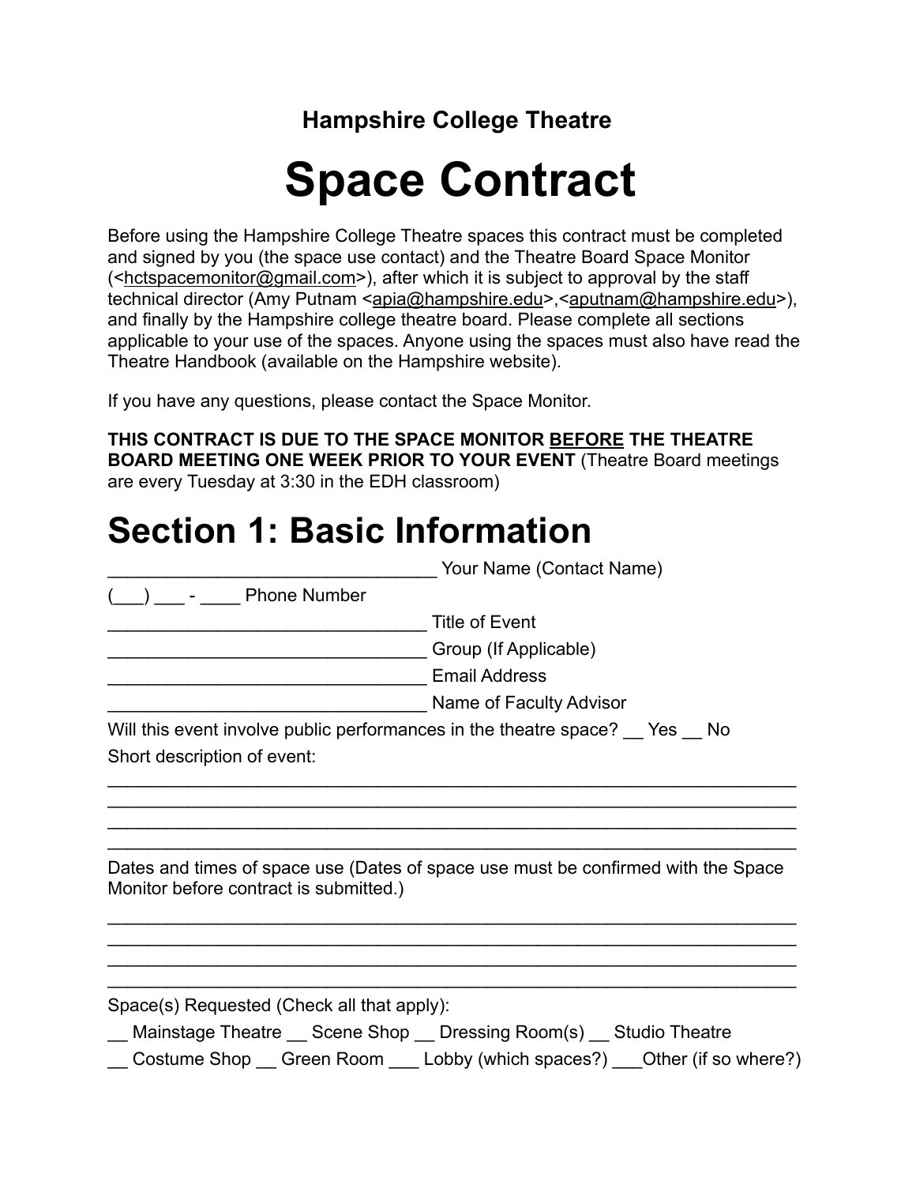### Hampshire College Theatre

# Space Contract

Before using the Hampshire College Theatre spaces this contract must be completed and signed by you (the space use contact) and the Theatre Board Space Monitor (<hctspacemonitor@gmail.com>), after which it is subject to approval by the staff technical director (Amy Putnam <apia@hampshire.edu>,<aputnam@hampshire.edu>), and finally by the Hampshire college theatre board. Please complete all sections applicable to your use of the spaces. Anyone using the spaces must also have read the Theatre Handbook (available on the Hampshire website).

If you have any questions, please contact the Space Monitor.

**THIS CONTRACT IS DUE TO THE SPACE MONITOR BEFORE THE THEATRE BOARD MEETING ONE WEEK PRIOR TO YOUR EVENT** (Theatre Board meetings are every Tuesday at 3:30 in the EDH classroom)

# Section 1: Basic Information

________________________________ Your Name (Contact Name)

(___) ___ - ____ Phone Number

________________________________ Title of Event

________________________________ Group (If Applicable)

________________________________ Email Address

________________________________ Name of Faculty Advisor

Will this event involve public performances in the theatre space? __ Yes __ No

Short description of event:

____________________________________________________________________

____________________________________________________________________

____________________________________________________________________

____________________________________________________________________

Dates and times of space use (Dates of space use must be confirmed with the Space Monitor before contract is submitted.)

____________________________________________________________________

____________________________________________________________________

____________________________________________________________________

____________________________________________________________________

Space(s) Requested (Check all that apply):

__ Mainstage Theatre __ Scene Shop __ Dressing Room(s) __ Studio Theatre

__ Costume Shop __ Green Room ___ Lobby (which spaces?) ___Other (if so where?)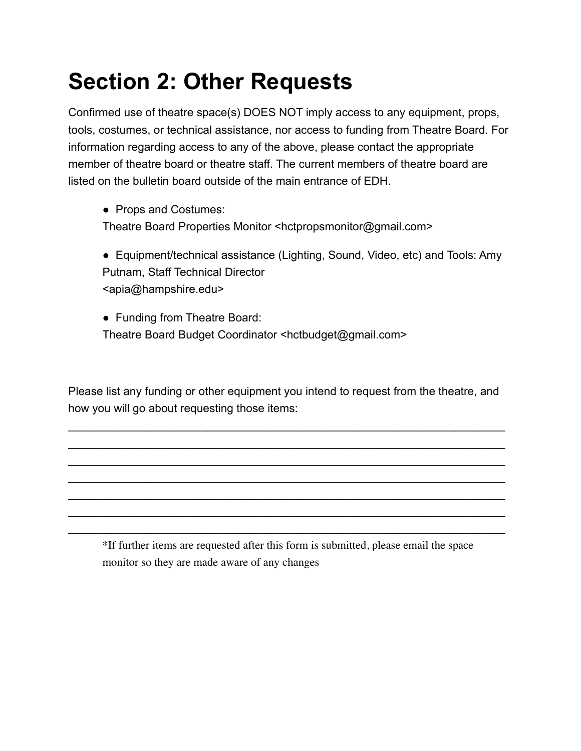# Section 2: Other Requests

Confirmed use of theatre space(s) DOES NOT imply access to any equipment, props, tools, costumes, or technical assistance, nor access to funding from Theatre Board. For information regarding access to any of the above, please contact the appropriate member of theatre board or theatre staff. The current members of theatre board are listed on the bulletin board outside of the main entrance of EDH.

- Props and Costumes:
  Theatre Board Properties Monitor <hctpropsmonitor@gmail.com>

- Equipment/technical assistance (Lighting, Sound, Video, etc) and Tools: Amy Putnam, Staff Technical Director
  <apia@hampshire.edu>

- Funding from Theatre Board:
  Theatre Board Budget Coordinator <hctbudget@gmail.com>

Please list any funding or other equipment you intend to request from the theatre, and how you will go about requesting those items:

______________________________________________________________________
______________________________________________________________________
______________________________________________________________________
______________________________________________________________________
______________________________________________________________________
______________________________________________________________________
______________________________________________________________________

*If further items are requested after this form is submitted, please email the space monitor so they are made aware of any changes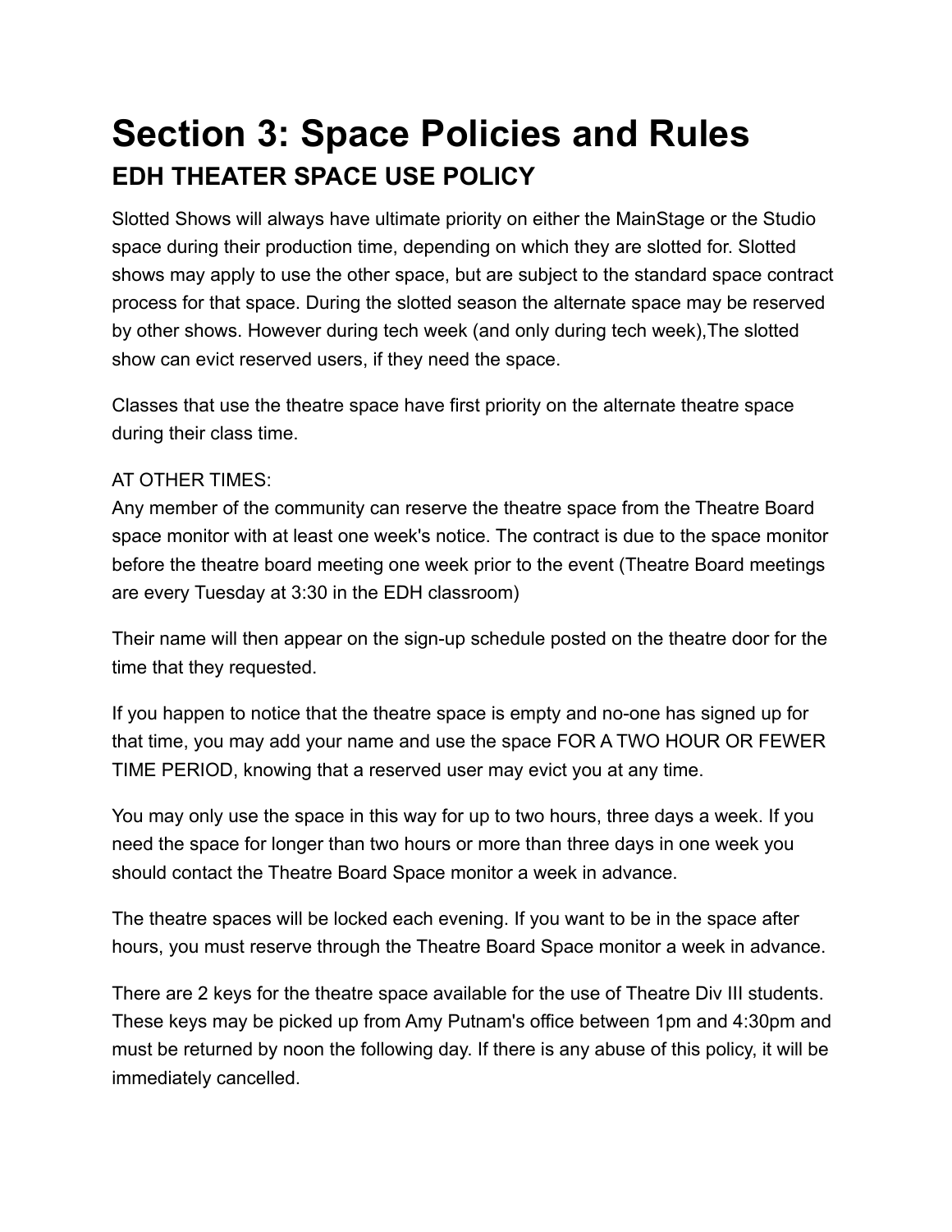# Section 3: Space Policies and Rules

## EDH THEATER SPACE USE POLICY

Slotted Shows will always have ultimate priority on either the MainStage or the Studio space during their production time, depending on which they are slotted for. Slotted shows may apply to use the other space, but are subject to the standard space contract process for that space. During the slotted season the alternate space may be reserved by other shows. However during tech week (and only during tech week),The slotted show can evict reserved users, if they need the space.

Classes that use the theatre space have first priority on the alternate theatre space during their class time.

AT OTHER TIMES:
Any member of the community can reserve the theatre space from the Theatre Board space monitor with at least one week's notice. The contract is due to the space monitor before the theatre board meeting one week prior to the event (Theatre Board meetings are every Tuesday at 3:30 in the EDH classroom)

Their name will then appear on the sign-up schedule posted on the theatre door for the time that they requested.

If you happen to notice that the theatre space is empty and no-one has signed up for that time, you may add your name and use the space FOR A TWO HOUR OR FEWER TIME PERIOD, knowing that a reserved user may evict you at any time.

You may only use the space in this way for up to two hours, three days a week. If you need the space for longer than two hours or more than three days in one week you should contact the Theatre Board Space monitor a week in advance.

The theatre spaces will be locked each evening. If you want to be in the space after hours, you must reserve through the Theatre Board Space monitor a week in advance.

There are 2 keys for the theatre space available for the use of Theatre Div III students. These keys may be picked up from Amy Putnam's office between 1pm and 4:30pm and must be returned by noon the following day. If there is any abuse of this policy, it will be immediately cancelled.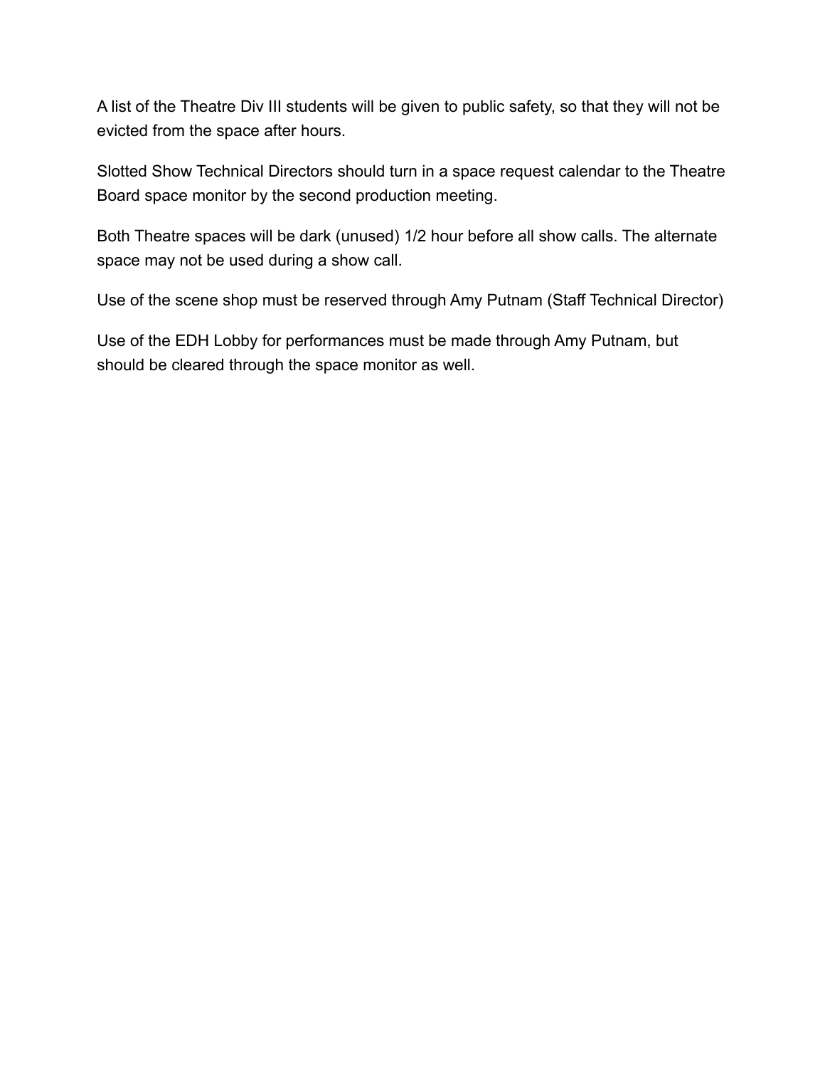A list of the Theatre Div III students will be given to public safety, so that they will not be evicted from the space after hours.

Slotted Show Technical Directors should turn in a space request calendar to the Theatre Board space monitor by the second production meeting.

Both Theatre spaces will be dark (unused) 1/2 hour before all show calls. The alternate space may not be used during a show call.

Use of the scene shop must be reserved through Amy Putnam (Staff Technical Director)

Use of the EDH Lobby for performances must be made through Amy Putnam, but should be cleared through the space monitor as well.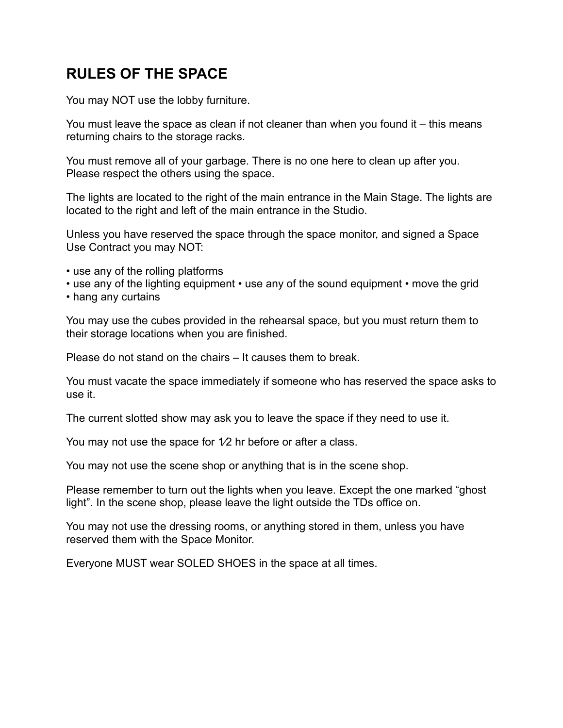## RULES OF THE SPACE

You may NOT use the lobby furniture.

You must leave the space as clean if not cleaner than when you found it – this means returning chairs to the storage racks.

You must remove all of your garbage. There is no one here to clean up after you. Please respect the others using the space.

The lights are located to the right of the main entrance in the Main Stage. The lights are located to the right and left of the main entrance in the Studio.

Unless you have reserved the space through the space monitor, and signed a Space Use Contract you may NOT:

- use any of the rolling platforms
- use any of the lighting equipment
- use any of the sound equipment
- move the grid
- hang any curtains

You may use the cubes provided in the rehearsal space, but you must return them to their storage locations when you are finished.

Please do not stand on the chairs – It causes them to break.

You must vacate the space immediately if someone who has reserved the space asks to use it.

The current slotted show may ask you to leave the space if they need to use it.

You may not use the space for ½ hr before or after a class.

You may not use the scene shop or anything that is in the scene shop.

Please remember to turn out the lights when you leave. Except the one marked "ghost light". In the scene shop, please leave the light outside the TDs office on.

You may not use the dressing rooms, or anything stored in them, unless you have reserved them with the Space Monitor.

Everyone MUST wear SOLED SHOES in the space at all times.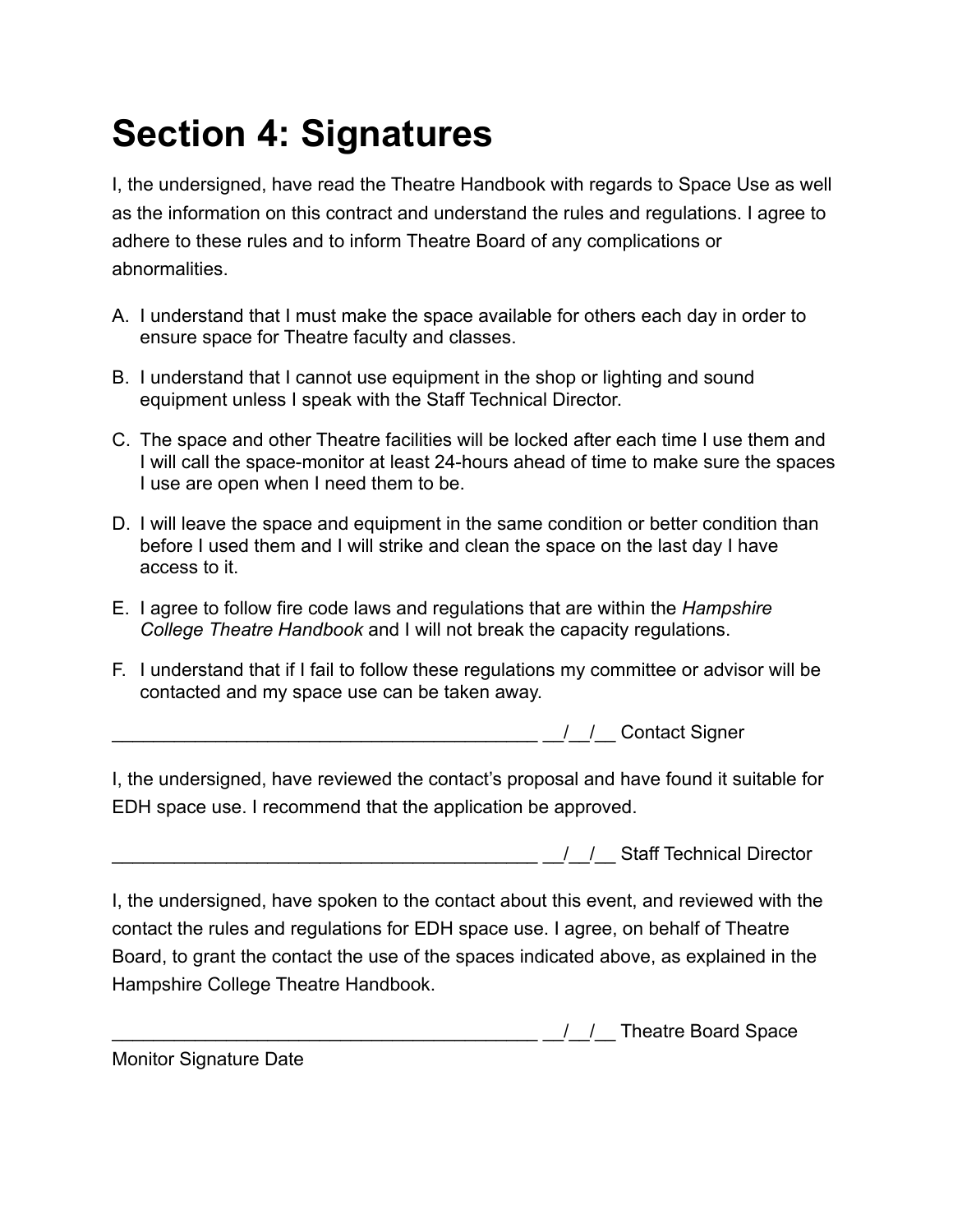# Section 4: Signatures

I, the undersigned, have read the Theatre Handbook with regards to Space Use as well as the information on this contract and understand the rules and regulations. I agree to adhere to these rules and to inform Theatre Board of any complications or abnormalities.

A. I understand that I must make the space available for others each day in order to ensure space for Theatre faculty and classes.

B. I understand that I cannot use equipment in the shop or lighting and sound equipment unless I speak with the Staff Technical Director.

C. The space and other Theatre facilities will be locked after each time I use them and I will call the space-monitor at least 24-hours ahead of time to make sure the spaces I use are open when I need them to be.

D. I will leave the space and equipment in the same condition or better condition than before I used them and I will strike and clean the space on the last day I have access to it.

E. I agree to follow fire code laws and regulations that are within the *Hampshire College Theatre Handbook* and I will not break the capacity regulations.

F. I understand that if I fail to follow these regulations my committee or advisor will be contacted and my space use can be taken away.

___________________________________________ __/__/__ Contact Signer

I, the undersigned, have reviewed the contact's proposal and have found it suitable for EDH space use. I recommend that the application be approved.

___________________________________________ __/__/__ Staff Technical Director

I, the undersigned, have spoken to the contact about this event, and reviewed with the contact the rules and regulations for EDH space use. I agree, on behalf of Theatre Board, to grant the contact the use of the spaces indicated above, as explained in the Hampshire College Theatre Handbook.

___________________________________________ __/__/__ Theatre Board Space Monitor Signature Date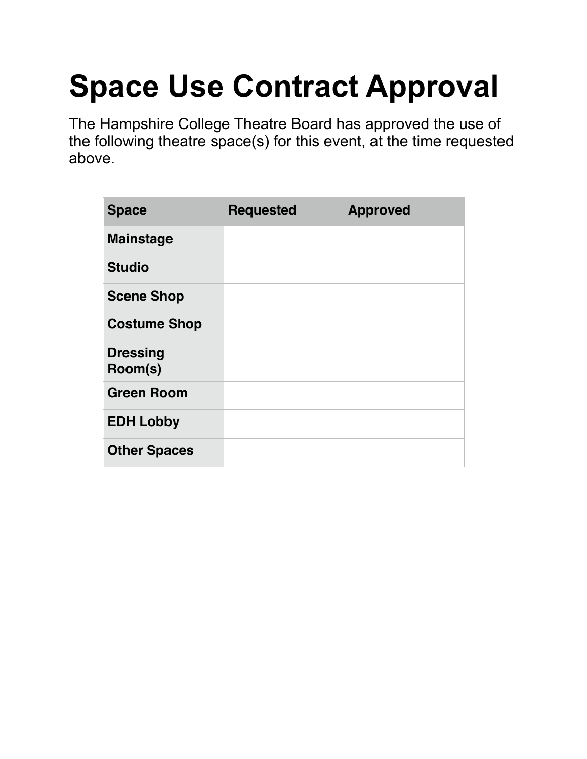# Space Use Contract Approval

The Hampshire College Theatre Board has approved the use of the following theatre space(s) for this event, at the time requested above.

| Space | Requested | Approved |
|---|---|---|
| **Mainstage** | | |
| **Studio** | | |
| **Scene Shop** | | |
| **Costume Shop** | | |
| **Dressing Room(s)** | | |
| **Green Room** | | |
| **EDH Lobby** | | |
| **Other Spaces** | | |